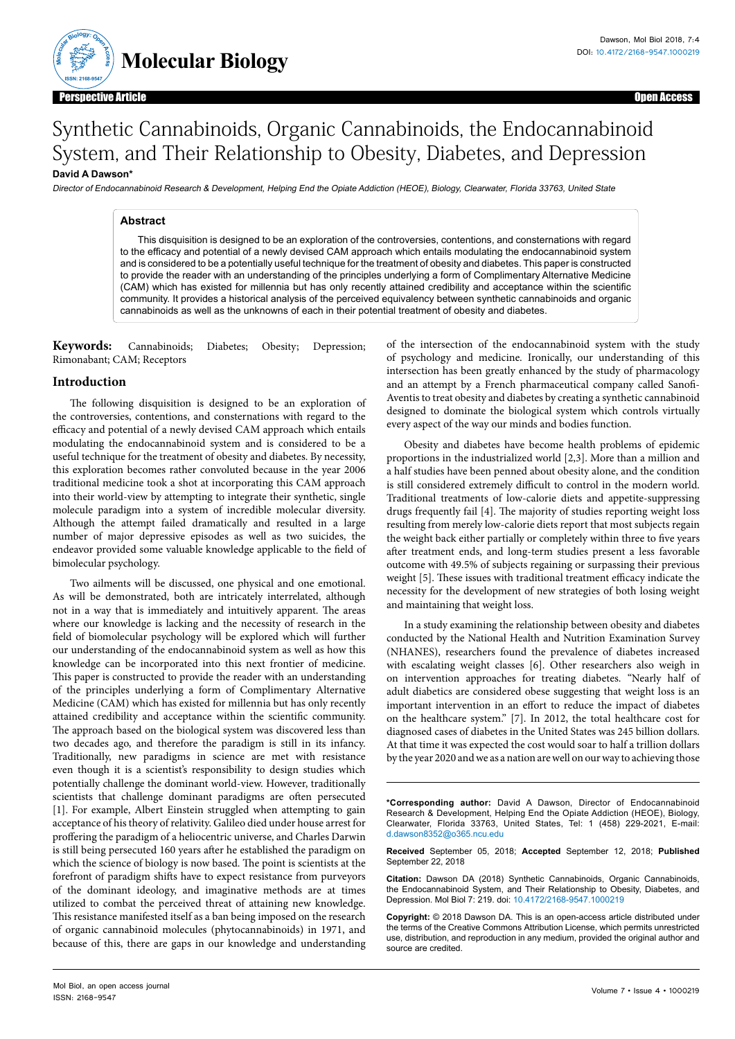Perspective Article — Open Access

# Synthetic Cannabinoids, Organic Cannabinoids, the Endocannabinoid System, and Their Relationship to Obesity, Diabetes, and Depression

**David A Dawson***

*Director of Endocannabinoid Research & Development, Helping End the Opiate Addiction (HEOE), Biology, Clearwater, Florida 33763, United State*

## Abstract

This disquisition is designed to be an exploration of the controversies, contentions, and consternations with regard to the efficacy and potential of a newly devised CAM approach which entails modulating the endocannabinoid system and is considered to be a potentially useful technique for the treatment of obesity and diabetes. This paper is constructed to provide the reader with an understanding of the principles underlying a form of Complimentary Alternative Medicine (CAM) which has existed for millennia but has only recently attained credibility and acceptance within the scientific community. It provides a historical analysis of the perceived equivalency between synthetic cannabinoids and organic cannabinoids as well as the unknowns of each in their potential treatment of obesity and diabetes.

**Keywords:** Cannabinoids; Diabetes; Obesity; Depression; Rimonabant; CAM; Receptors

## Introduction

The following disquisition is designed to be an exploration of the controversies, contentions, and consternations with regard to the efficacy and potential of a newly devised CAM approach which entails modulating the endocannabinoid system and is considered to be a useful technique for the treatment of obesity and diabetes. By necessity, this exploration becomes rather convoluted because in the year 2006 traditional medicine took a shot at incorporating this CAM approach into their world-view by attempting to integrate their synthetic, single molecule paradigm into a system of incredible molecular diversity. Although the attempt failed dramatically and resulted in a large number of major depressive episodes as well as two suicides, the endeavor provided some valuable knowledge applicable to the field of bimolecular psychology.

Two ailments will be discussed, one physical and one emotional. As will be demonstrated, both are intricately interrelated, although not in a way that is immediately and intuitively apparent. The areas where our knowledge is lacking and the necessity of research in the field of biomolecular psychology will be explored which will further our understanding of the endocannabinoid system as well as how this knowledge can be incorporated into this next frontier of medicine. This paper is constructed to provide the reader with an understanding of the principles underlying a form of Complimentary Alternative Medicine (CAM) which has existed for millennia but has only recently attained credibility and acceptance within the scientific community. The approach based on the biological system was discovered less than two decades ago, and therefore the paradigm is still in its infancy. Traditionally, new paradigms in science are met with resistance even though it is a scientist's responsibility to design studies which potentially challenge the dominant world-view. However, traditionally scientists that challenge dominant paradigms are often persecuted [1]. For example, Albert Einstein struggled when attempting to gain acceptance of his theory of relativity. Galileo died under house arrest for proffering the paradigm of a heliocentric universe, and Charles Darwin is still being persecuted 160 years after he established the paradigm on which the science of biology is now based. The point is scientists at the forefront of paradigm shifts have to expect resistance from purveyors of the dominant ideology, and imaginative methods are at times utilized to combat the perceived threat of attaining new knowledge. This resistance manifested itself as a ban being imposed on the research of organic cannabinoid molecules (phytocannabinoids) in 1971, and because of this, there are gaps in our knowledge and understanding of the intersection of the endocannabinoid system with the study of psychology and medicine. Ironically, our understanding of this intersection has been greatly enhanced by the study of pharmacology and an attempt by a French pharmaceutical company called Sanofi-Aventis to treat obesity and diabetes by creating a synthetic cannabinoid designed to dominate the biological system which controls virtually every aspect of the way our minds and bodies function.

Obesity and diabetes have become health problems of epidemic proportions in the industrialized world [2,3]. More than a million and a half studies have been penned about obesity alone, and the condition is still considered extremely difficult to control in the modern world. Traditional treatments of low-calorie diets and appetite-suppressing drugs frequently fail [4]. The majority of studies reporting weight loss resulting from merely low-calorie diets report that most subjects regain the weight back either partially or completely within three to five years after treatment ends, and long-term studies present a less favorable outcome with 49.5% of subjects regaining or surpassing their previous weight [5]. These issues with traditional treatment efficacy indicate the necessity for the development of new strategies of both losing weight and maintaining that weight loss.

In a study examining the relationship between obesity and diabetes conducted by the National Health and Nutrition Examination Survey (NHANES), researchers found the prevalence of diabetes increased with escalating weight classes [6]. Other researchers also weigh in on intervention approaches for treating diabetes. "Nearly half of adult diabetics are considered obese suggesting that weight loss is an important intervention in an effort to reduce the impact of diabetes on the healthcare system." [7]. In 2012, the total healthcare cost for diagnosed cases of diabetes in the United States was 245 billion dollars. At that time it was expected the cost would soar to half a trillion dollars by the year 2020 and we as a nation are well on our way to achieving those

---

**\*Corresponding author:** David A Dawson, Director of Endocannabinoid Research & Development, Helping End the Opiate Addiction (HEOE), Biology, Clearwater, Florida 33763, United States, Tel: 1 (458) 229-2021, E-mail: d.dawson8352@o365.ncu.edu

**Received** September 05, 2018; **Accepted** September 12, 2018; **Published** September 22, 2018

**Citation:** Dawson DA (2018) Synthetic Cannabinoids, Organic Cannabinoids, the Endocannabinoid System, and Their Relationship to Obesity, Diabetes, and Depression. Mol Biol 7: 219. doi: 10.4172/2168-9547.1000219

**Copyright:** © 2018 Dawson DA. This is an open-access article distributed under the terms of the Creative Commons Attribution License, which permits unrestricted use, distribution, and reproduction in any medium, provided the original author and source are credited.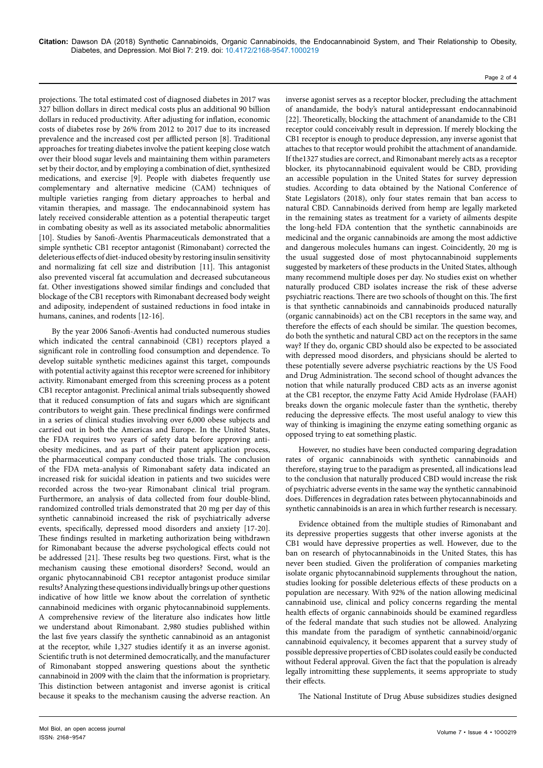projections. The total estimated cost of diagnosed diabetes in 2017 was 327 billion dollars in direct medical costs plus an additional 90 billion dollars in reduced productivity. After adjusting for inflation, economic costs of diabetes rose by 26% from 2012 to 2017 due to its increased prevalence and the increased cost per afflicted person [8]. Traditional approaches for treating diabetes involve the patient keeping close watch over their blood sugar levels and maintaining them within parameters set by their doctor, and by employing a combination of diet, synthesized medications, and exercise [9]. People with diabetes frequently use complementary and alternative medicine (CAM) techniques of multiple varieties ranging from dietary approaches to herbal and vitamin therapies, and massage. The endocannabinoid system has lately received considerable attention as a potential therapeutic target in combating obesity as well as its associated metabolic abnormalities [10]. Studies by Sanofi-Aventis Pharmaceuticals demonstrated that a simple synthetic CB1 receptor antagonist (Rimonabant) corrected the deleterious effects of diet-induced obesity by restoring insulin sensitivity and normalizing fat cell size and distribution [11]. This antagonist also prevented visceral fat accumulation and decreased subcutaneous fat. Other investigations showed similar findings and concluded that blockage of the CB1 receptors with Rimonabant decreased body weight and adiposity, independent of sustained reductions in food intake in humans, canines, and rodents [12-16].

By the year 2006 Sanofi-Aventis had conducted numerous studies which indicated the central cannabinoid (CB1) receptors played a significant role in controlling food consumption and dependence. To develop suitable synthetic medicines against this target, compounds with potential activity against this receptor were screened for inhibitory activity. Rimonabant emerged from this screening process as a potent CB1 receptor antagonist. Preclinical animal trials subsequently showed that it reduced consumption of fats and sugars which are significant contributors to weight gain. These preclinical findings were confirmed in a series of clinical studies involving over 6,000 obese subjects and carried out in both the Americas and Europe. In the United States, the FDA requires two years of safety data before approving anti-obesity medicines, and as part of their patent application process, the pharmaceutical company conducted those trials. The conclusion of the FDA meta-analysis of Rimonabant safety data indicated an increased risk for suicidal ideation in patients and two suicides were recorded across the two-year Rimonabant clinical trial program. Furthermore, an analysis of data collected from four double-blind, randomized controlled trials demonstrated that 20 mg per day of this synthetic cannabinoid increased the risk of psychiatrically adverse events, specifically, depressed mood disorders and anxiety [17-20]. These findings resulted in marketing authorization being withdrawn for Rimonabant because the adverse psychological effects could not be addressed [21]. These results beg two questions. First, what is the mechanism causing these emotional disorders? Second, would an organic phytocannabinoid CB1 receptor antagonist produce similar results? Analyzing these questions individually brings up other questions indicative of how little we know about the correlation of synthetic cannabinoid medicines with organic phytocannabinoid supplements. A comprehensive review of the literature also indicates how little we understand about Rimonabant. 2,980 studies published within the last five years classify the synthetic cannabinoid as an antagonist at the receptor, while 1,327 studies identify it as an inverse agonist. Scientific truth is not determined democratically, and the manufacturer of Rimonabant stopped answering questions about the synthetic cannabinoid in 2009 with the claim that the information is proprietary. This distinction between antagonist and inverse agonist is critical because it speaks to the mechanism causing the adverse reaction. An inverse agonist serves as a receptor blocker, precluding the attachment of anandamide, the body's natural antidepressant endocannabinoid [22]. Theoretically, blocking the attachment of anandamide to the CB1 receptor could conceivably result in depression. If merely blocking the CB1 receptor is enough to produce depression, any inverse agonist that attaches to that receptor would prohibit the attachment of anandamide. If the1327 studies are correct, and Rimonabant merely acts as a receptor blocker, its phytocannabinoid equivalent would be CBD, providing an accessible population in the United States for survey depression studies. According to data obtained by the National Conference of State Legislators (2018), only four states remain that ban access to natural CBD. Cannabinoids derived from hemp are legally marketed in the remaining states as treatment for a variety of ailments despite the long-held FDA contention that the synthetic cannabinoids are medicinal and the organic cannabinoids are among the most addictive and dangerous molecules humans can ingest. Coincidently, 20 mg is the usual suggested dose of most phytocannabinoid supplements suggested by marketers of these products in the United States, although many recommend multiple doses per day. No studies exist on whether naturally produced CBD isolates increase the risk of these adverse psychiatric reactions. There are two schools of thought on this. The first is that synthetic cannabinoids and cannabinoids produced naturally (organic cannabinoids) act on the CB1 receptors in the same way, and therefore the effects of each should be similar. The question becomes, do both the synthetic and natural CBD act on the receptors in the same way? If they do, organic CBD should also be expected to be associated with depressed mood disorders, and physicians should be alerted to these potentially severe adverse psychiatric reactions by the US Food and Drug Administration. The second school of thought advances the notion that while naturally produced CBD acts as an inverse agonist at the CB1 receptor, the enzyme Fatty Acid Amide Hydrolase (FAAH) breaks down the organic molecule faster than the synthetic, thereby reducing the depressive effects. The most useful analogy to view this way of thinking is imagining the enzyme eating something organic as opposed trying to eat something plastic.

However, no studies have been conducted comparing degradation rates of organic cannabinoids with synthetic cannabinoids and therefore, staying true to the paradigm as presented, all indications lead to the conclusion that naturally produced CBD would increase the risk of psychiatric adverse events in the same way the synthetic cannabinoid does. Differences in degradation rates between phytocannabinoids and synthetic cannabinoids is an area in which further research is necessary.

Evidence obtained from the multiple studies of Rimonabant and its depressive properties suggests that other inverse agonists at the CB1 would have depressive properties as well. However, due to the ban on research of phytocannabinoids in the United States, this has never been studied. Given the proliferation of companies marketing isolate organic phytocannabinoid supplements throughout the nation, studies looking for possible deleterious effects of these products on a population are necessary. With 92% of the nation allowing medicinal cannabinoid use, clinical and policy concerns regarding the mental health effects of organic cannabinoids should be examined regardless of the federal mandate that such studies not be allowed. Analyzing this mandate from the paradigm of synthetic cannabinoid/organic cannabinoid equivalency, it becomes apparent that a survey study of possible depressive properties of CBD isolates could easily be conducted without Federal approval. Given the fact that the population is already legally intromitting these supplements, it seems appropriate to study their effects.

The National Institute of Drug Abuse subsidizes studies designed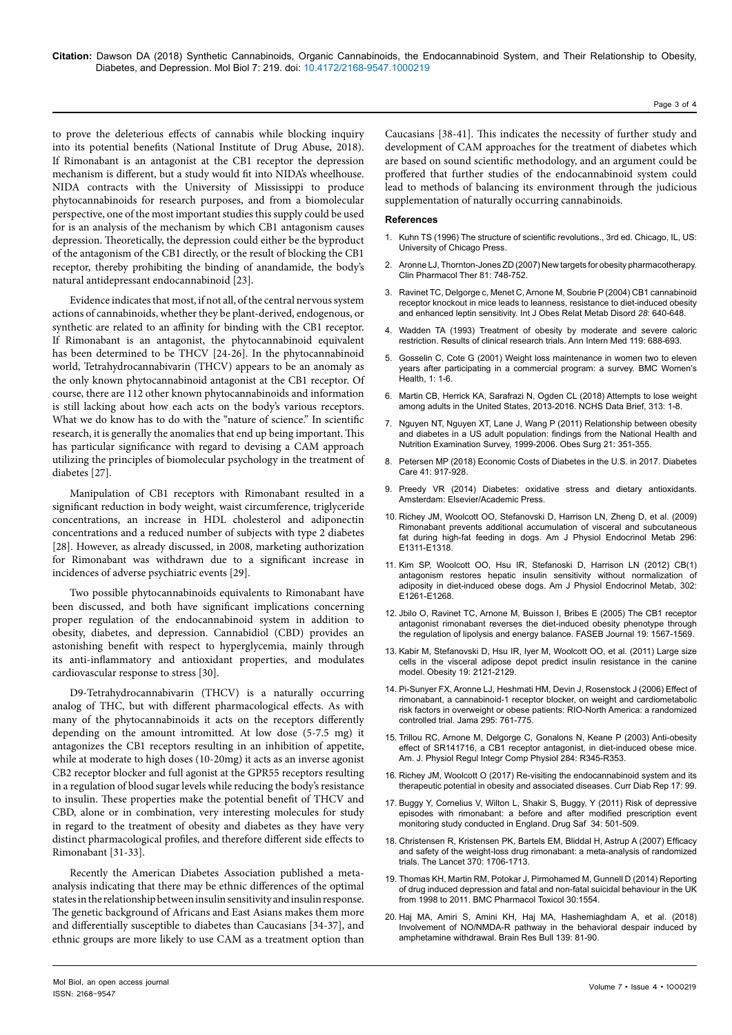to prove the deleterious effects of cannabis while blocking inquiry into its potential benefits (National Institute of Drug Abuse, 2018). If Rimonabant is an antagonist at the CB1 receptor the depression mechanism is different, but a study would fit into NIDA's wheelhouse. NIDA contracts with the University of Mississippi to produce phytocannabinoids for research purposes, and from a biomolecular perspective, one of the most important studies this supply could be used for is an analysis of the mechanism by which CB1 antagonism causes depression. Theoretically, the depression could either be the byproduct of the antagonism of the CB1 directly, or the result of blocking the CB1 receptor, thereby prohibiting the binding of anandamide, the body's natural antidepressant endocannabinoid [23].

Evidence indicates that most, if not all, of the central nervous system actions of cannabinoids, whether they be plant-derived, endogenous, or synthetic are related to an affinity for binding with the CB1 receptor. If Rimonabant is an antagonist, the phytocannabinoid equivalent has been determined to be THCV [24-26]. In the phytocannabinoid world, Tetrahydrocannabivarin (THCV) appears to be an anomaly as the only known phytocannabinoid antagonist at the CB1 receptor. Of course, there are 112 other known phytocannabinoids and information is still lacking about how each acts on the body's various receptors. What we do know has to do with the "nature of science." In scientific research, it is generally the anomalies that end up being important. This has particular significance with regard to devising a CAM approach utilizing the principles of biomolecular psychology in the treatment of diabetes [27].

Manipulation of CB1 receptors with Rimonabant resulted in a significant reduction in body weight, waist circumference, triglyceride concentrations, an increase in HDL cholesterol and adiponectin concentrations and a reduced number of subjects with type 2 diabetes [28]. However, as already discussed, in 2008, marketing authorization for Rimonabant was withdrawn due to a significant increase in incidences of adverse psychiatric events [29].

Two possible phytocannabinoids equivalents to Rimonabant have been discussed, and both have significant implications concerning proper regulation of the endocannabinoid system in addition to obesity, diabetes, and depression. Cannabidiol (CBD) provides an astonishing benefit with respect to hyperglycemia, mainly through its anti-inflammatory and antioxidant properties, and modulates cardiovascular response to stress [30].

D9-Tetrahydrocannabivarin (THCV) is a naturally occurring analog of THC, but with different pharmacological effects. As with many of the phytocannabinoids it acts on the receptors differently depending on the amount intromitted. At low dose (5-7.5 mg) it antagonizes the CB1 receptors resulting in an inhibition of appetite, while at moderate to high doses (10-20mg) it acts as an inverse agonist CB2 receptor blocker and full agonist at the GPR55 receptors resulting in a regulation of blood sugar levels while reducing the body's resistance to insulin. These properties make the potential benefit of THCV and CBD, alone or in combination, very interesting molecules for study in regard to the treatment of obesity and diabetes as they have very distinct pharmacological profiles, and therefore different side effects to Rimonabant [31-33].

Recently the American Diabetes Association published a meta-analysis indicating that there may be ethnic differences of the optimal states in the relationship between insulin sensitivity and insulin response. The genetic background of Africans and East Asians makes them more and differentially susceptible to diabetes than Caucasians [34-37], and ethnic groups are more likely to use CAM as a treatment option than Caucasians [38-41]. This indicates the necessity of further study and development of CAM approaches for the treatment of diabetes which are based on sound scientific methodology, and an argument could be proffered that further studies of the endocannabinoid system could lead to methods of balancing its environment through the judicious supplementation of naturally occurring cannabinoids.

## References

1. Kuhn TS (1996) The structure of scientific revolutions., 3rd ed. Chicago, IL, US: University of Chicago Press.
2. Aronne LJ, Thornton-Jones ZD (2007) New targets for obesity pharmacotherapy. Clin Pharmacol Ther 81: 748-752.
3. Ravinet TC, Delgorge c, Menet C, Arnone M, Soubrie P (2004) CB1 cannabinoid receptor knockout in mice leads to leanness, resistance to diet-induced obesity and enhanced leptin sensitivity. Int J Obes Relat Metab Disord *28*: 640-648.
4. Wadden TA (1993) Treatment of obesity by moderate and severe caloric restriction. Results of clinical research trials. Ann Intern Med 119: 688-693.
5. Gosselin C, Cote G (2001) Weight loss maintenance in women two to eleven years after participating in a commercial program: a survey. BMC Women's Health, 1: 1-6.
6. Martin CB, Herrick KA, Sarafrazi N, Ogden CL (2018) Attempts to lose weight among adults in the United States, 2013-2016. NCHS Data Brief, 313: 1-8.
7. Nguyen NT, Nguyen XT, Lane J, Wang P (2011) Relationship between obesity and diabetes in a US adult population: findings from the National Health and Nutrition Examination Survey, 1999-2006. Obes Surg 21: 351-355.
8. Petersen MP (2018) Economic Costs of Diabetes in the U.S. in 2017. Diabetes Care 41: 917-928.
9. Preedy VR (2014) Diabetes: oxidative stress and dietary antioxidants. Amsterdam: Elsevier/Academic Press.
10. Richey JM, Woolcott OO, Stefanovski D, Harrison LN, Zheng D, et al. (2009) Rimonabant prevents additional accumulation of visceral and subcutaneous fat during high-fat feeding in dogs. Am J Physiol Endocrinol Metab 296: E1311-E1318.
11. Kim SP, Woolcott OO, Hsu IR, Stefanoski D, Harrison LN (2012) CB(1) antagonism restores hepatic insulin sensitivity without normalization of adiposity in diet-induced obese dogs. Am J Physiol Endocrinol Metab, 302: E1261-E1268.
12. Jbilo O, Ravinet TC, Arnone M, Buisson I, Bribes E (2005) The CB1 receptor antagonist rimonabant reverses the diet-induced obesity phenotype through the regulation of lipolysis and energy balance. FASEB Journal 19: 1567-1569.
13. Kabir M, Stefanovski D, Hsu IR, Iyer M, Woolcott OO, et al. (2011) Large size cells in the visceral adipose depot predict insulin resistance in the canine model. Obesity 19: 2121-2129.
14. Pi-Sunyer FX, Aronne LJ, Heshmati HM, Devin J, Rosenstock J (2006) Effect of rimonabant, a cannabinoid-1 receptor blocker, on weight and cardiometabolic risk factors in overweight or obese patients: RIO-North America: a randomized controlled trial. Jama 295: 761-775.
15. Trillou RC, Arnone M, Delgorge C, Gonalons N, Keane P (2003) Anti-obesity effect of SR141716, a CB1 receptor antagonist, in diet-induced obese mice. Am. J. Physiol Regul Integr Comp Physiol 284: R345-R353.
16. Richey JM, Woolcott O (2017) Re-visiting the endocannabinoid system and its therapeutic potential in obesity and associated diseases. Curr Diab Rep 17: 99.
17. Buggy Y, Cornelius V, Wilton L, Shakir S, Buggy, Y (2011) Risk of depressive episodes with rimonabant: a before and after modified prescription event monitoring study conducted in England. Drug Saf 34: 501-509.
18. Christensen R, Kristensen PK, Bartels EM, Bliddal H, Astrup A (2007) Efficacy and safety of the weight-loss drug rimonabant: a meta-analysis of randomized trials. The Lancet 370: 1706-1713.
19. Thomas KH, Martin RM, Potokar J, Pirmohamed M, Gunnell D (2014) Reporting of drug induced depression and fatal and non-fatal suicidal behaviour in the UK from 1998 to 2011. BMC Pharmacol Toxicol 30:1554.
20. Haj MA, Amiri S, Amini KH, Haj MA, Hashemiaghdam A, et al. (2018) Involvement of NO/NMDA-R pathway in the behavioral despair induced by amphetamine withdrawal. Brain Res Bull 139: 81-90.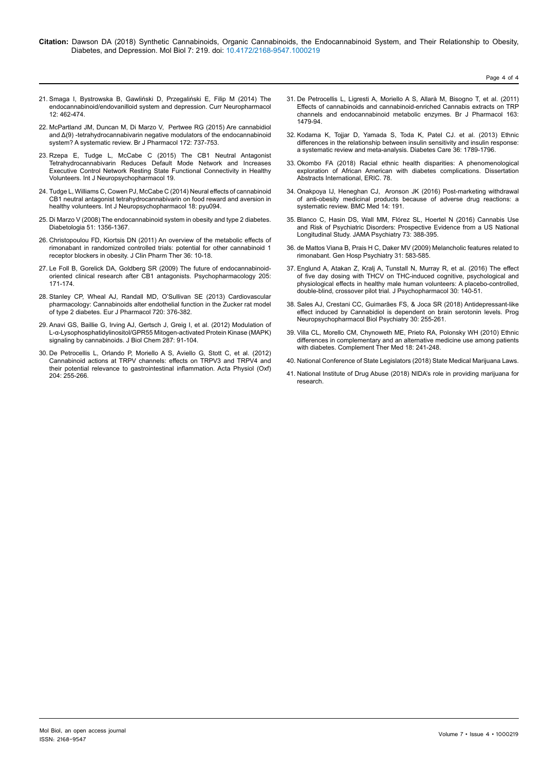21. Smaga I, Bystrowska B, Gawliński D, Przegaliński E, Filip M (2014) The endocannabinoid/endovanilloid system and depression. Curr Neuropharmacol 12: 462-474.

22. McPartland JM, Duncan M, Di Marzo V, Pertwee RG (2015) Are cannabidiol and Δ(9) -tetrahydrocannabivarin negative modulators of the endocannabinoid system? A systematic review. Br J Pharmacol 172: 737-753.

23. Rzepa E, Tudge L, McCabe C (2015) The CB1 Neutral Antagonist Tetrahydrocannabivarin Reduces Default Mode Network and Increases Executive Control Network Resting State Functional Connectivity in Healthy Volunteers. Int J Neuropsychopharmacol 19.

24. Tudge L, Williams C, Cowen PJ, McCabe C (2014) Neural effects of cannabinoid CB1 neutral antagonist tetrahydrocannabivarin on food reward and aversion in healthy volunteers. Int J Neuropsychopharmacol 18: pyu094.

25. Di Marzo V (2008) The endocannabinoid system in obesity and type 2 diabetes. Diabetologia 51: 1356-1367.

26. Christopoulou FD, Kiortsis DN (2011) An overview of the metabolic effects of rimonabant in randomized controlled trials: potential for other cannabinoid 1 receptor blockers in obesity. J Clin Pharm Ther 36: 10-18.

27. Le Foll B, Gorelick DA, Goldberg SR (2009) The future of endocannabinoid-oriented clinical research after CB1 antagonists. Psychopharmacology 205: 171-174.

28. Stanley CP, Wheal AJ, Randall MD, O'Sullivan SE (2013) Cardiovascular pharmacology: Cannabinoids alter endothelial function in the Zucker rat model of type 2 diabetes. Eur J Pharmacol 720: 376-382.

29. Anavi GS, Baillie G, Irving AJ, Gertsch J, Greig I, et al. (2012) Modulation of L-α-Lysophosphatidylinositol/GPR55 Mitogen-activated Protein Kinase (MAPK) signaling by cannabinoids. J Biol Chem 287: 91-104.

30. De Petrocellis L, Orlando P, Moriello A S, Aviello G, Stott C, et al. (2012) Cannabinoid actions at TRPV channels: effects on TRPV3 and TRPV4 and their potential relevance to gastrointestinal inflammation. Acta Physiol (Oxf) 204: 255-266.

31. De Petrocellis L, Ligresti A, Moriello A S, Allarà M, Bisogno T, et al. (2011) Effects of cannabinoids and cannabinoid-enriched Cannabis extracts on TRP channels and endocannabinoid metabolic enzymes. Br J Pharmacol 163: 1479-94.

32. Kodama K, Tojjar D, Yamada S, Toda K, Patel CJ. et al. (2013) Ethnic differences in the relationship between insulin sensitivity and insulin response: a systematic review and meta-analysis. Diabetes Care 36: 1789-1796.

33. Okombo FA (2018) Racial ethnic health disparities: A phenomenological exploration of African American with diabetes complications. Dissertation Abstracts International, ERIC. 78.

34. Onakpoya IJ, Heneghan CJ, Aronson JK (2016) Post-marketing withdrawal of anti-obesity medicinal products because of adverse drug reactions: a systematic review. BMC Med 14: 191.

35. Blanco C, Hasin DS, Wall MM, Flórez SL, Hoertel N (2016) Cannabis Use and Risk of Psychiatric Disorders: Prospective Evidence from a US National Longitudinal Study. JAMA Psychiatry 73: 388-395.

36. de Mattos Viana B, Prais H C, Daker MV (2009) Melancholic features related to rimonabant. Gen Hosp Psychiatry 31: 583-585.

37. Englund A, Atakan Z, Kralj A, Tunstall N, Murray R, et al. (2016) The effect of five day dosing with THCV on THC-induced cognitive, psychological and physiological effects in healthy male human volunteers: A placebo-controlled, double-blind, crossover pilot trial. J Psychopharmacol 30: 140-51.

38. Sales AJ, Crestani CC, Guimarães FS, & Joca SR (2018) Antidepressant-like effect induced by Cannabidiol is dependent on brain serotonin levels. Prog Neuropsychopharmacol Biol Psychiatry 30: 255-261.

39. Villa CL, Morello CM, Chynoweth ME, Prieto RA, Polonsky WH (2010) Ethnic differences in complementary and an alternative medicine use among patients with diabetes. Complement Ther Med 18: 241-248.

40. National Conference of State Legislators (2018) State Medical Marijuana Laws.

41. National Institute of Drug Abuse (2018) NIDA's role in providing marijuana for research.